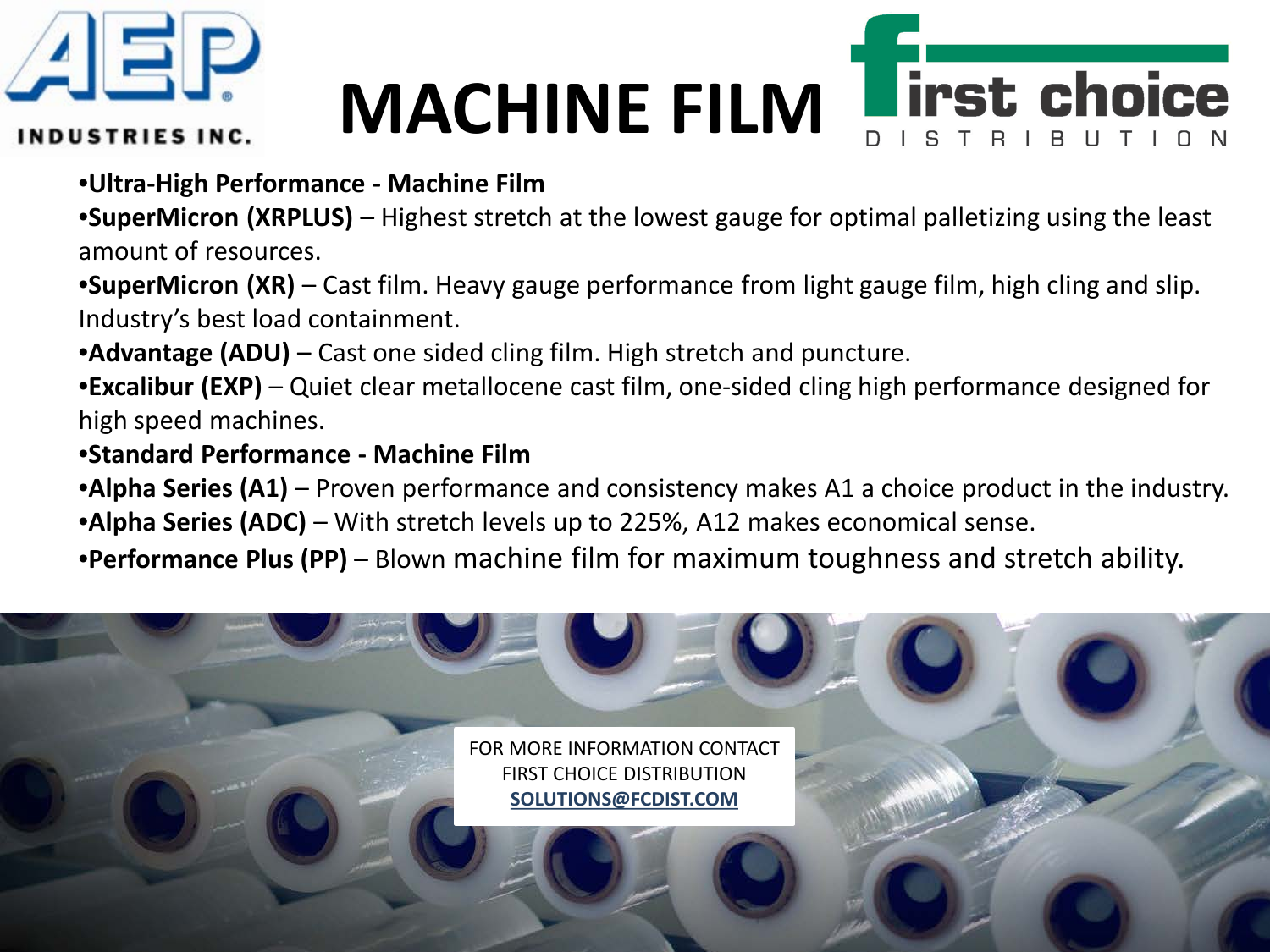AEP INDUSTRIES INC.

# MACHINE FILM

first choice DISTRIBUTION

- **Ultra-High Performance - Machine Film**
- **SuperMicron (XRPLUS)** – Highest stretch at the lowest gauge for optimal palletizing using the least amount of resources.
- **SuperMicron (XR)** – Cast film. Heavy gauge performance from light gauge film, high cling and slip. Industry's best load containment.
- **Advantage (ADU)** – Cast one sided cling film. High stretch and puncture.
- **Excalibur (EXP)** – Quiet clear metallocene cast film, one-sided cling high performance designed for high speed machines.
- **Standard Performance - Machine Film**
- **Alpha Series (A1)** – Proven performance and consistency makes A1 a choice product in the industry.
- **Alpha Series (ADC)** – With stretch levels up to 225%, A12 makes economical sense.
- **Performance Plus (PP)** – Blown machine film for maximum toughness and stretch ability.

FOR MORE INFORMATION CONTACT
FIRST CHOICE DISTRIBUTION
SOLUTIONS@FCDIST.COM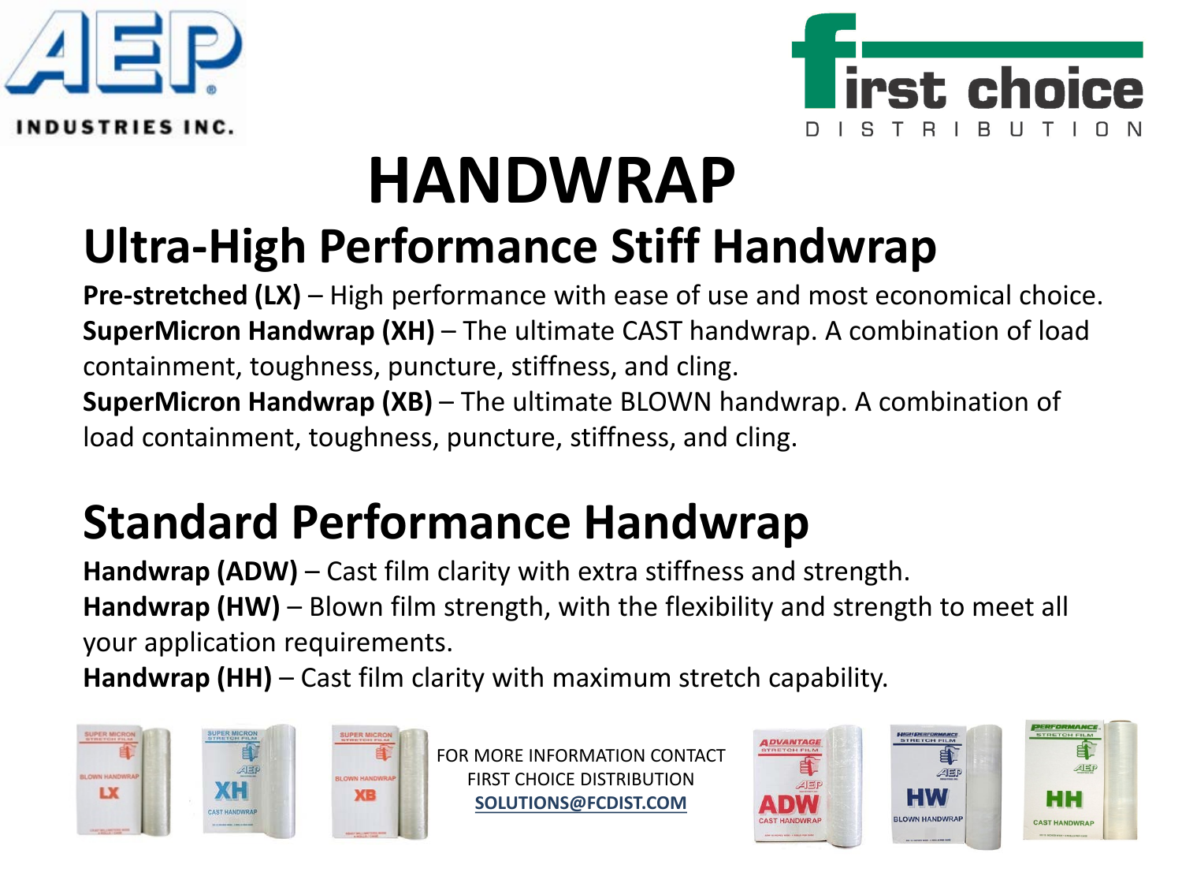# HANDWRAP

## Ultra-High Performance Stiff Handwrap

**Pre-stretched (LX)** – High performance with ease of use and most economical choice.
**SuperMicron Handwrap (XH)** – The ultimate CAST handwrap. A combination of load containment, toughness, puncture, stiffness, and cling.
**SuperMicron Handwrap (XB)** – The ultimate BLOWN handwrap. A combination of load containment, toughness, puncture, stiffness, and cling.

## Standard Performance Handwrap

**Handwrap (ADW)** – Cast film clarity with extra stiffness and strength.
**Handwrap (HW)** – Blown film strength, with the flexibility and strength to meet all your application requirements.
**Handwrap (HH)** – Cast film clarity with maximum stretch capability.

FOR MORE INFORMATION CONTACT
FIRST CHOICE DISTRIBUTION
SOLUTIONS@FCDIST.COM